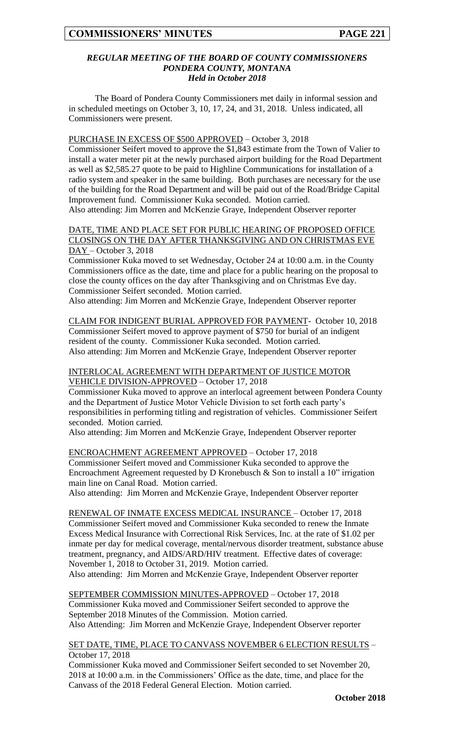### *REGULAR MEETING OF THE BOARD OF COUNTY COMMISSIONERS*
### *PONDERA COUNTY, MONTANA*
### *Held in October 2018*

The Board of Pondera County Commissioners met daily in informal session and in scheduled meetings on October 3, 10, 17, 24, and 31, 2018. Unless indicated, all Commissioners were present.

PURCHASE IN EXCESS OF $500 APPROVED – October 3, 2018

Commissioner Seifert moved to approve the $1,843 estimate from the Town of Valier to install a water meter pit at the newly purchased airport building for the Road Department as well as $2,585.27 quote to be paid to Highline Communications for installation of a radio system and speaker in the same building. Both purchases are necessary for the use of the building for the Road Department and will be paid out of the Road/Bridge Capital Improvement fund. Commissioner Kuka seconded. Motion carried.
Also attending: Jim Morren and McKenzie Graye, Independent Observer reporter

DATE, TIME AND PLACE SET FOR PUBLIC HEARING OF PROPOSED OFFICE CLOSINGS ON THE DAY AFTER THANKSGIVING AND ON CHRISTMAS EVE DAY – October 3, 2018

Commissioner Kuka moved to set Wednesday, October 24 at 10:00 a.m. in the County Commissioners office as the date, time and place for a public hearing on the proposal to close the county offices on the day after Thanksgiving and on Christmas Eve day. Commissioner Seifert seconded. Motion carried.
Also attending: Jim Morren and McKenzie Graye, Independent Observer reporter

CLAIM FOR INDIGENT BURIAL APPROVED FOR PAYMENT- October 10, 2018

Commissioner Seifert moved to approve payment of $750 for burial of an indigent resident of the county. Commissioner Kuka seconded. Motion carried.
Also attending: Jim Morren and McKenzie Graye, Independent Observer reporter

INTERLOCAL AGREEMENT WITH DEPARTMENT OF JUSTICE MOTOR VEHICLE DIVISION-APPROVED – October 17, 2018

Commissioner Kuka moved to approve an interlocal agreement between Pondera County and the Department of Justice Motor Vehicle Division to set forth each party's responsibilities in performing titling and registration of vehicles. Commissioner Seifert seconded. Motion carried.
Also attending: Jim Morren and McKenzie Graye, Independent Observer reporter

ENCROACHMENT AGREEMENT APPROVED – October 17, 2018

Commissioner Seifert moved and Commissioner Kuka seconded to approve the Encroachment Agreement requested by D Kronebusch & Son to install a 10" irrigation main line on Canal Road. Motion carried.
Also attending: Jim Morren and McKenzie Graye, Independent Observer reporter

RENEWAL OF INMATE EXCESS MEDICAL INSURANCE – October 17, 2018

Commissioner Seifert moved and Commissioner Kuka seconded to renew the Inmate Excess Medical Insurance with Correctional Risk Services, Inc. at the rate of $1.02 per inmate per day for medical coverage, mental/nervous disorder treatment, substance abuse treatment, pregnancy, and AIDS/ARD/HIV treatment. Effective dates of coverage: November 1, 2018 to October 31, 2019. Motion carried.
Also attending: Jim Morren and McKenzie Graye, Independent Observer reporter

SEPTEMBER COMMISSION MINUTES-APPROVED – October 17, 2018

Commissioner Kuka moved and Commissioner Seifert seconded to approve the September 2018 Minutes of the Commission. Motion carried.
Also Attending: Jim Morren and McKenzie Graye, Independent Observer reporter

SET DATE, TIME, PLACE TO CANVASS NOVEMBER 6 ELECTION RESULTS – October 17, 2018

Commissioner Kuka moved and Commissioner Seifert seconded to set November 20, 2018 at 10:00 a.m. in the Commissioners' Office as the date, time, and place for the Canvass of the 2018 Federal General Election. Motion carried.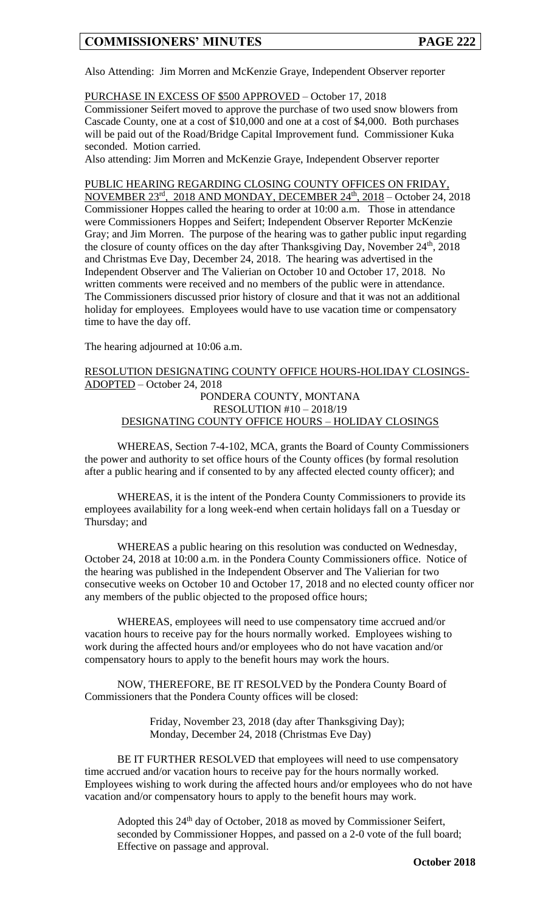Also Attending: Jim Morren and McKenzie Graye, Independent Observer reporter

PURCHASE IN EXCESS OF $500 APPROVED – October 17, 2018

Commissioner Seifert moved to approve the purchase of two used snow blowers from Cascade County, one at a cost of $10,000 and one at a cost of $4,000. Both purchases will be paid out of the Road/Bridge Capital Improvement fund. Commissioner Kuka seconded. Motion carried.

Also attending: Jim Morren and McKenzie Graye, Independent Observer reporter

PUBLIC HEARING REGARDING CLOSING COUNTY OFFICES ON FRIDAY, NOVEMBER 23rd, 2018 AND MONDAY, DECEMBER 24th, 2018 – October 24, 2018

Commissioner Hoppes called the hearing to order at 10:00 a.m. Those in attendance were Commissioners Hoppes and Seifert; Independent Observer Reporter McKenzie Gray; and Jim Morren. The purpose of the hearing was to gather public input regarding the closure of county offices on the day after Thanksgiving Day, November 24th, 2018 and Christmas Eve Day, December 24, 2018. The hearing was advertised in the Independent Observer and The Valierian on October 10 and October 17, 2018. No written comments were received and no members of the public were in attendance. The Commissioners discussed prior history of closure and that it was not an additional holiday for employees. Employees would have to use vacation time or compensatory time to have the day off.

The hearing adjourned at 10:06 a.m.

RESOLUTION DESIGNATING COUNTY OFFICE HOURS-HOLIDAY CLOSINGS-ADOPTED – October 24, 2018

PONDERA COUNTY, MONTANA
RESOLUTION #10 – 2018/19
DESIGNATING COUNTY OFFICE HOURS – HOLIDAY CLOSINGS

WHEREAS, Section 7-4-102, MCA, grants the Board of County Commissioners the power and authority to set office hours of the County offices (by formal resolution after a public hearing and if consented to by any affected elected county officer); and

WHEREAS, it is the intent of the Pondera County Commissioners to provide its employees availability for a long week-end when certain holidays fall on a Tuesday or Thursday; and

WHEREAS a public hearing on this resolution was conducted on Wednesday, October 24, 2018 at 10:00 a.m. in the Pondera County Commissioners office. Notice of the hearing was published in the Independent Observer and The Valierian for two consecutive weeks on October 10 and October 17, 2018 and no elected county officer nor any members of the public objected to the proposed office hours;

WHEREAS, employees will need to use compensatory time accrued and/or vacation hours to receive pay for the hours normally worked. Employees wishing to work during the affected hours and/or employees who do not have vacation and/or compensatory hours to apply to the benefit hours may work the hours.

NOW, THEREFORE, BE IT RESOLVED by the Pondera County Board of Commissioners that the Pondera County offices will be closed:

Friday, November 23, 2018 (day after Thanksgiving Day);
Monday, December 24, 2018 (Christmas Eve Day)

BE IT FURTHER RESOLVED that employees will need to use compensatory time accrued and/or vacation hours to receive pay for the hours normally worked. Employees wishing to work during the affected hours and/or employees who do not have vacation and/or compensatory hours to apply to the benefit hours may work.

Adopted this 24th day of October, 2018 as moved by Commissioner Seifert, seconded by Commissioner Hoppes, and passed on a 2-0 vote of the full board; Effective on passage and approval.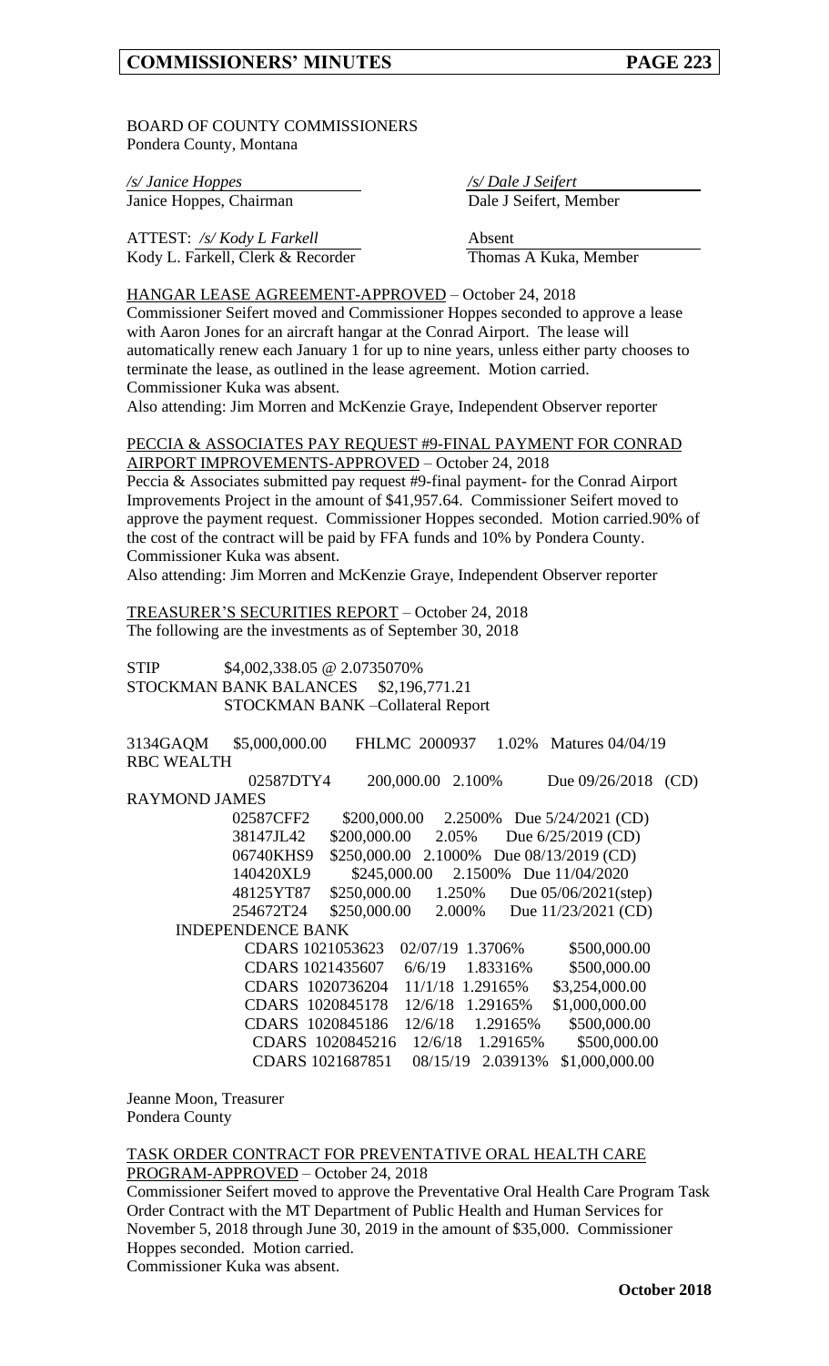BOARD OF COUNTY COMMISSIONERS
Pondera County, Montana

| | |
|---|---|
| */s/ Janice Hoppes* | */s/ Dale J Seifert* |
| Janice Hoppes, Chairman | Dale J Seifert, Member |
| ATTEST: */s/ Kody L Farkell* | Absent |
| Kody L. Farkell, Clerk & Recorder | Thomas A Kuka, Member |

HANGAR LEASE AGREEMENT-APPROVED – October 24, 2018
Commissioner Seifert moved and Commissioner Hoppes seconded to approve a lease with Aaron Jones for an aircraft hangar at the Conrad Airport. The lease will automatically renew each January 1 for up to nine years, unless either party chooses to terminate the lease, as outlined in the lease agreement. Motion carried.
Commissioner Kuka was absent.
Also attending: Jim Morren and McKenzie Graye, Independent Observer reporter

PECCIA & ASSOCIATES PAY REQUEST #9-FINAL PAYMENT FOR CONRAD AIRPORT IMPROVEMENTS-APPROVED – October 24, 2018
Peccia & Associates submitted pay request #9-final payment- for the Conrad Airport Improvements Project in the amount of $41,957.64. Commissioner Seifert moved to approve the payment request. Commissioner Hoppes seconded. Motion carried.90% of the cost of the contract will be paid by FFA funds and 10% by Pondera County.
Commissioner Kuka was absent.
Also attending: Jim Morren and McKenzie Graye, Independent Observer reporter

TREASURER'S SECURITIES REPORT – October 24, 2018
The following are the investments as of September 30, 2018

STIP $4,002,338.05 @ 2.0735070%
STOCKMAN BANK BALANCES $2,196,771.21
STOCKMAN BANK –Collateral Report

3134GAQM $5,000,000.00 FHLMC 2000937 1.02% Matures 04/04/19

RBC WEALTH

| | | | |
|---|---|---|---|
| 02587DTY4 | 200,000.00 | 2.100% | Due 09/26/2018 (CD) |

RAYMOND JAMES

| | | | |
|---|---|---|---|
| 02587CFF2 | $200,000.00 | 2.2500% | Due 5/24/2021 (CD) |
| 38147JL42 | $200,000.00 | 2.05% | Due 6/25/2019 (CD) |
| 06740KHS9 | $250,000.00 | 2.1000% | Due 08/13/2019 (CD) |
| 140420XL9 | $245,000.00 | 2.1500% | Due 11/04/2020 |
| 48125YT87 | $250,000.00 | 1.250% | Due 05/06/2021(step) |
| 254672T24 | $250,000.00 | 2.000% | Due 11/23/2021 (CD) |

INDEPENDENCE BANK

| | | | |
|---|---|---|---|
| CDARS 1021053623 | 02/07/19 | 1.3706% | $500,000.00 |
| CDARS 1021435607 | 6/6/19 | 1.83316% | $500,000.00 |
| CDARS 1020736204 | 11/1/18 | 1.29165% | $3,254,000.00 |
| CDARS 1020845178 | 12/6/18 | 1.29165% | $1,000,000.00 |
| CDARS 1020845186 | 12/6/18 | 1.29165% | $500,000.00 |
| CDARS 1020845216 | 12/6/18 | 1.29165% | $500,000.00 |
| CDARS 1021687851 | 08/15/19 | 2.03913% | $1,000,000.00 |

Jeanne Moon, Treasurer
Pondera County

TASK ORDER CONTRACT FOR PREVENTATIVE ORAL HEALTH CARE PROGRAM-APPROVED – October 24, 2018
Commissioner Seifert moved to approve the Preventative Oral Health Care Program Task Order Contract with the MT Department of Public Health and Human Services for November 5, 2018 through June 30, 2019 in the amount of $35,000. Commissioner Hoppes seconded. Motion carried.
Commissioner Kuka was absent.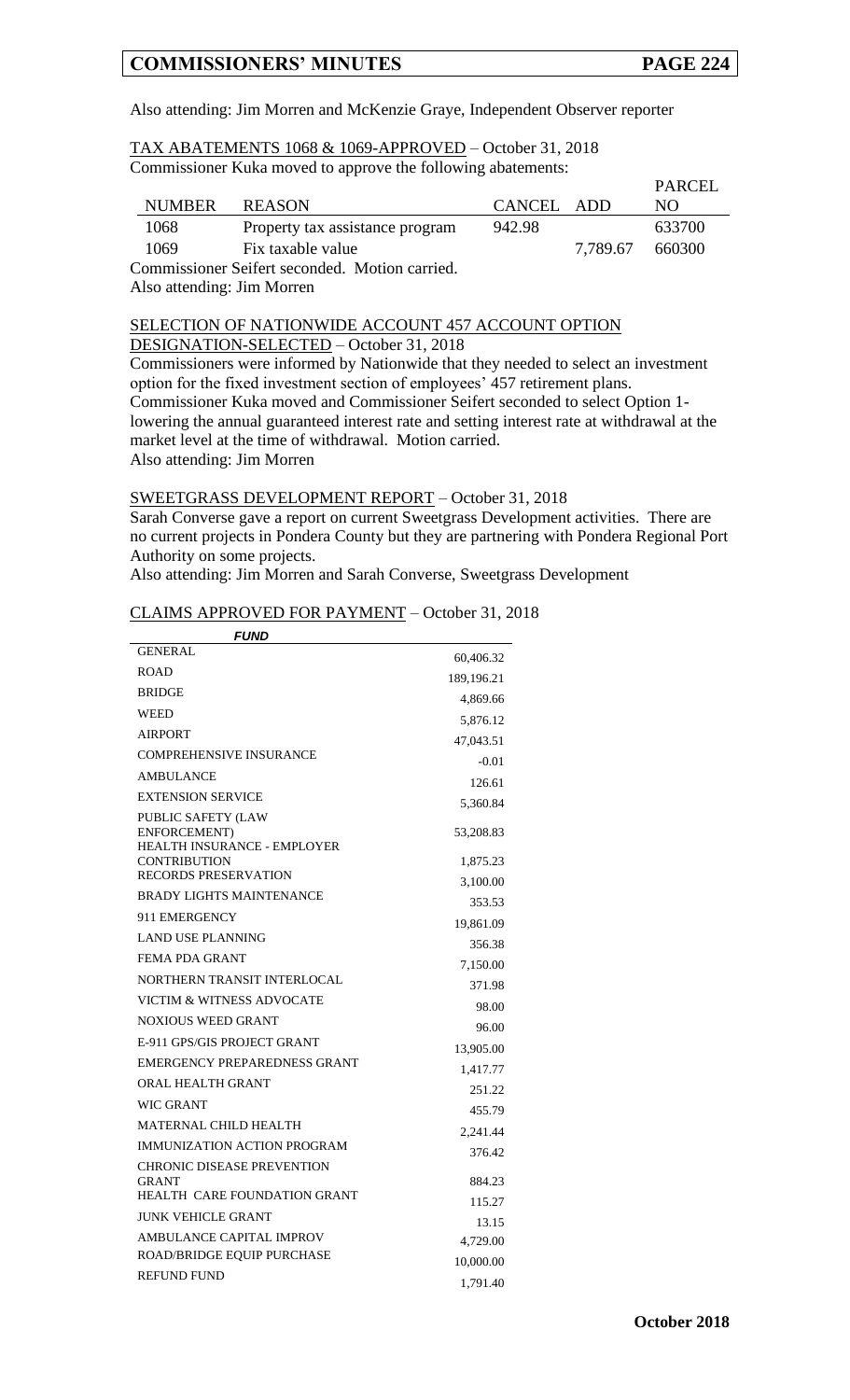Also attending: Jim Morren and McKenzie Graye, Independent Observer reporter

TAX ABATEMENTS 1068 & 1069-APPROVED – October 31, 2018

Commissioner Kuka moved to approve the following abatements:

| NUMBER | REASON | CANCEL | ADD | PARCEL NO |
|---|---|---|---|---|
| 1068 | Property tax assistance program | 942.98 | | 633700 |
| 1069 | Fix taxable value | | 7,789.67 | 660300 |

Commissioner Seifert seconded. Motion carried.

Also attending: Jim Morren

SELECTION OF NATIONWIDE ACCOUNT 457 ACCOUNT OPTION DESIGNATION-SELECTED – October 31, 2018

Commissioners were informed by Nationwide that they needed to select an investment option for the fixed investment section of employees' 457 retirement plans. Commissioner Kuka moved and Commissioner Seifert seconded to select Option 1-lowering the annual guaranteed interest rate and setting interest rate at withdrawal at the market level at the time of withdrawal. Motion carried.

Also attending: Jim Morren

SWEETGRASS DEVELOPMENT REPORT – October 31, 2018

Sarah Converse gave a report on current Sweetgrass Development activities. There are no current projects in Pondera County but they are partnering with Pondera Regional Port Authority on some projects.

Also attending: Jim Morren and Sarah Converse, Sweetgrass Development

CLAIMS APPROVED FOR PAYMENT – October 31, 2018

| *FUND* | |
|---|---|
| GENERAL | 60,406.32 |
| ROAD | 189,196.21 |
| BRIDGE | 4,869.66 |
| WEED | 5,876.12 |
| AIRPORT | 47,043.51 |
| COMPREHENSIVE INSURANCE | -0.01 |
| AMBULANCE | 126.61 |
| EXTENSION SERVICE | 5,360.84 |
| PUBLIC SAFETY (LAW ENFORCEMENT) | 53,208.83 |
| HEALTH INSURANCE - EMPLOYER CONTRIBUTION | 1,875.23 |
| RECORDS PRESERVATION | 3,100.00 |
| BRADY LIGHTS MAINTENANCE | 353.53 |
| 911 EMERGENCY | 19,861.09 |
| LAND USE PLANNING | 356.38 |
| FEMA PDA GRANT | 7,150.00 |
| NORTHERN TRANSIT INTERLOCAL | 371.98 |
| VICTIM & WITNESS ADVOCATE | 98.00 |
| NOXIOUS WEED GRANT | 96.00 |
| E-911 GPS/GIS PROJECT GRANT | 13,905.00 |
| EMERGENCY PREPAREDNESS GRANT | 1,417.77 |
| ORAL HEALTH GRANT | 251.22 |
| WIC GRANT | 455.79 |
| MATERNAL CHILD HEALTH | 2,241.44 |
| IMMUNIZATION ACTION PROGRAM | 376.42 |
| CHRONIC DISEASE PREVENTION GRANT | 884.23 |
| HEALTH CARE FOUNDATION GRANT | 115.27 |
| JUNK VEHICLE GRANT | 13.15 |
| AMBULANCE CAPITAL IMPROV | 4,729.00 |
| ROAD/BRIDGE EQUIP PURCHASE | 10,000.00 |
| REFUND FUND | 1,791.40 |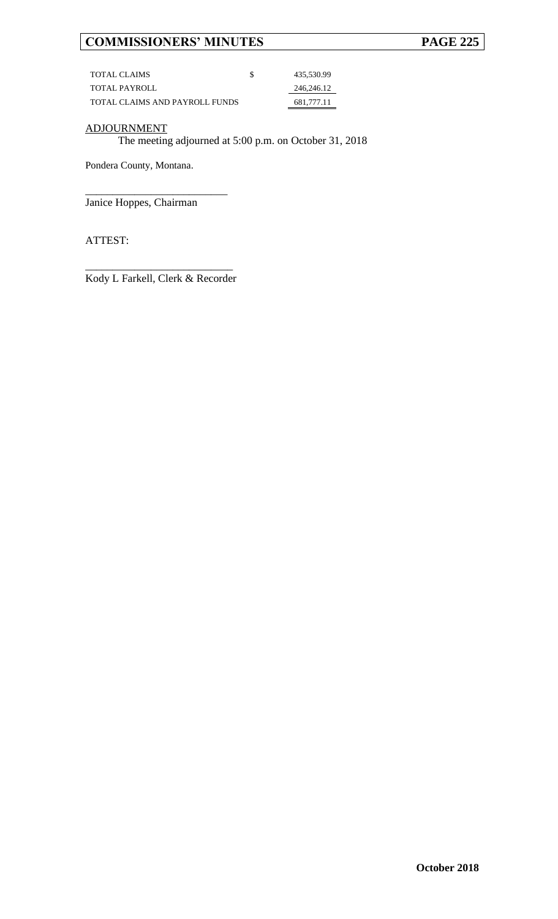| | | |
|---|---|---|
| TOTAL CLAIMS | $ | 435,530.99 |
| TOTAL PAYROLL | | 246,246.12 |
| TOTAL CLAIMS AND PAYROLL FUNDS | | 681,777.11 |

ADJOURNMENT

The meeting adjourned at 5:00 p.m. on October 31, 2018

Pondera County, Montana.

\_\_\_\_\_\_\_\_\_\_\_\_\_\_\_\_\_\_\_\_\_\_\_\_\_\_\_

Janice Hoppes, Chairman

ATTEST:

\_\_\_\_\_\_\_\_\_\_\_\_\_\_\_\_\_\_\_\_\_\_\_\_\_\_\_\_

Kody L Farkell, Clerk & Recorder